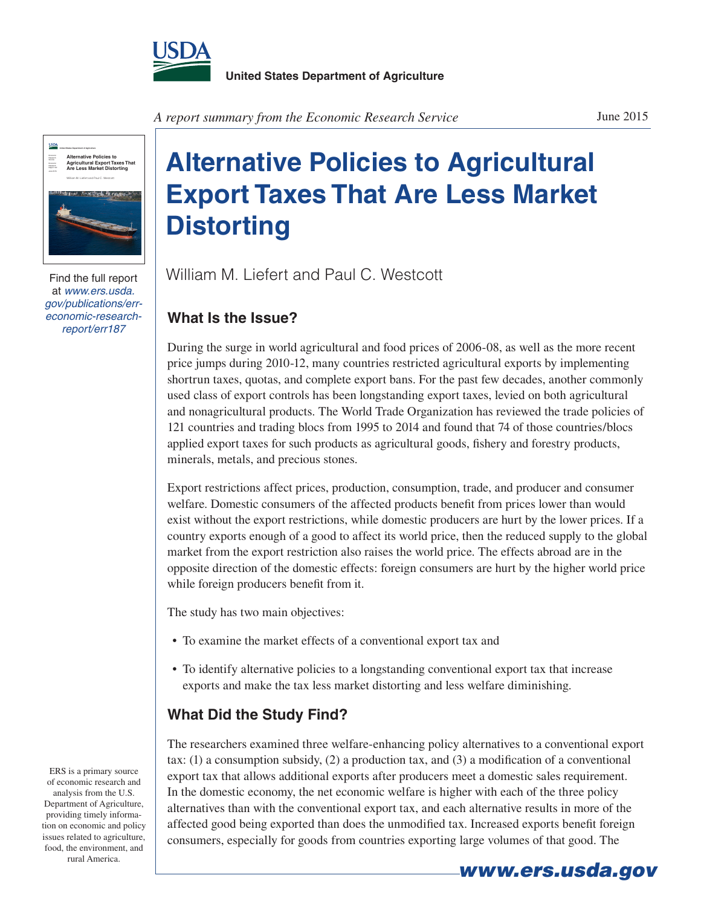United States Department of Agriculture

*A report summary from the Economic Research Service*

June 2015

# Alternative Policies to Agricultural Export Taxes That Are Less Market Distorting

William M. Liefert and Paul C. Westcott

Find the full report at *www.ers.usda.gov/publications/err-economic-research-report/err187*

ERS is a primary source of economic research and analysis from the U.S. Department of Agriculture, providing timely information on economic and policy issues related to agriculture, food, the environment, and rural America.

## What Is the Issue?

During the surge in world agricultural and food prices of 2006-08, as well as the more recent price jumps during 2010-12, many countries restricted agricultural exports by implementing shortrun taxes, quotas, and complete export bans. For the past few decades, another commonly used class of export controls has been longstanding export taxes, levied on both agricultural and nonagricultural products. The World Trade Organization has reviewed the trade policies of 121 countries and trading blocs from 1995 to 2014 and found that 74 of those countries/blocs applied export taxes for such products as agricultural goods, fishery and forestry products, minerals, metals, and precious stones.

Export restrictions affect prices, production, consumption, trade, and producer and consumer welfare. Domestic consumers of the affected products benefit from prices lower than would exist without the export restrictions, while domestic producers are hurt by the lower prices. If a country exports enough of a good to affect its world price, then the reduced supply to the global market from the export restriction also raises the world price. The effects abroad are in the opposite direction of the domestic effects: foreign consumers are hurt by the higher world price while foreign producers benefit from it.

The study has two main objectives:

- To examine the market effects of a conventional export tax and
- To identify alternative policies to a longstanding conventional export tax that increase exports and make the tax less market distorting and less welfare diminishing.

## What Did the Study Find?

The researchers examined three welfare-enhancing policy alternatives to a conventional export tax: (1) a consumption subsidy, (2) a production tax, and (3) a modification of a conventional export tax that allows additional exports after producers meet a domestic sales requirement. In the domestic economy, the net economic welfare is higher with each of the three policy alternatives than with the conventional export tax, and each alternative results in more of the affected good being exported than does the unmodified tax. Increased exports benefit foreign consumers, especially for goods from countries exporting large volumes of that good. The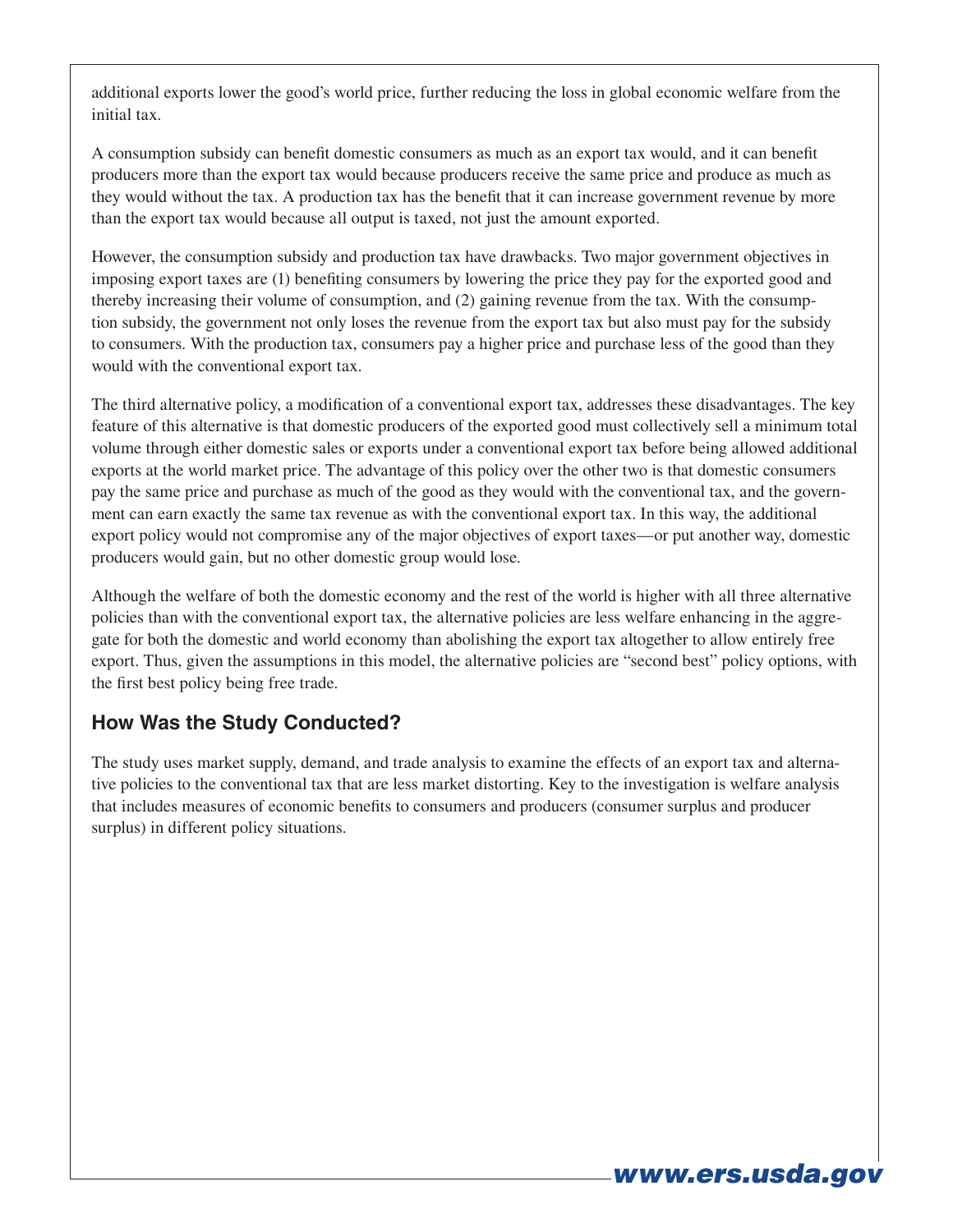additional exports lower the good's world price, further reducing the loss in global economic welfare from the initial tax.

A consumption subsidy can benefit domestic consumers as much as an export tax would, and it can benefit producers more than the export tax would because producers receive the same price and produce as much as they would without the tax. A production tax has the benefit that it can increase government revenue by more than the export tax would because all output is taxed, not just the amount exported.

However, the consumption subsidy and production tax have drawbacks. Two major government objectives in imposing export taxes are (1) benefiting consumers by lowering the price they pay for the exported good and thereby increasing their volume of consumption, and (2) gaining revenue from the tax. With the consumption subsidy, the government not only loses the revenue from the export tax but also must pay for the subsidy to consumers. With the production tax, consumers pay a higher price and purchase less of the good than they would with the conventional export tax.

The third alternative policy, a modification of a conventional export tax, addresses these disadvantages. The key feature of this alternative is that domestic producers of the exported good must collectively sell a minimum total volume through either domestic sales or exports under a conventional export tax before being allowed additional exports at the world market price. The advantage of this policy over the other two is that domestic consumers pay the same price and purchase as much of the good as they would with the conventional tax, and the government can earn exactly the same tax revenue as with the conventional export tax. In this way, the additional export policy would not compromise any of the major objectives of export taxes—or put another way, domestic producers would gain, but no other domestic group would lose.

Although the welfare of both the domestic economy and the rest of the world is higher with all three alternative policies than with the conventional export tax, the alternative policies are less welfare enhancing in the aggregate for both the domestic and world economy than abolishing the export tax altogether to allow entirely free export. Thus, given the assumptions in this model, the alternative policies are "second best" policy options, with the first best policy being free trade.

## How Was the Study Conducted?

The study uses market supply, demand, and trade analysis to examine the effects of an export tax and alternative policies to the conventional tax that are less market distorting. Key to the investigation is welfare analysis that includes measures of economic benefits to consumers and producers (consumer surplus and producer surplus) in different policy situations.